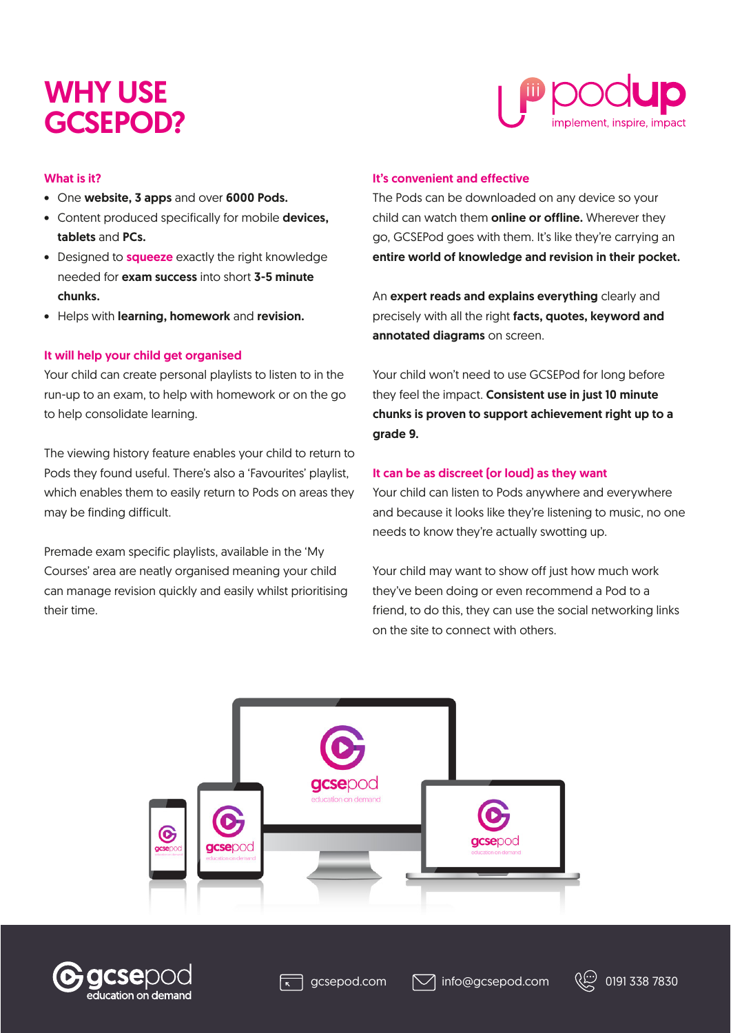# WHY USE GCSEPOD?

podup
implement, inspire, impact

### What is it?

- One **website, 3 apps** and over **6000 Pods.**
- Content produced specifically for mobile **devices, tablets** and **PCs.**
- Designed to **squeeze** exactly the right knowledge needed for **exam success** into short **3-5 minute chunks.**
- Helps with **learning, homework** and **revision.**

### It will help your child get organised

Your child can create personal playlists to listen to in the run-up to an exam, to help with homework or on the go to help consolidate learning.

The viewing history feature enables your child to return to Pods they found useful. There's also a 'Favourites' playlist, which enables them to easily return to Pods on areas they may be finding difficult.

Premade exam specific playlists, available in the 'My Courses' area are neatly organised meaning your child can manage revision quickly and easily whilst prioritising their time.

### It's convenient and effective

The Pods can be downloaded on any device so your child can watch them **online or offline.** Wherever they go, GCSEPod goes with them. It's like they're carrying an **entire world of knowledge and revision in their pocket.**

An **expert reads and explains everything** clearly and precisely with all the right **facts, quotes, keyword and annotated diagrams** on screen.

Your child won't need to use GCSEPod for long before they feel the impact. **Consistent use in just 10 minute chunks is proven to support achievement right up to a grade 9.**

### It can be as discreet (or loud) as they want

Your child can listen to Pods anywhere and everywhere and because it looks like they're listening to music, no one needs to know they're actually swotting up.

Your child may want to show off just how much work they've been doing or even recommend a Pod to a friend, to do this, they can use the social networking links on the site to connect with others.

gcsepod education on demand

gcsepod.com | info@gcsepod.com | 0191 338 7830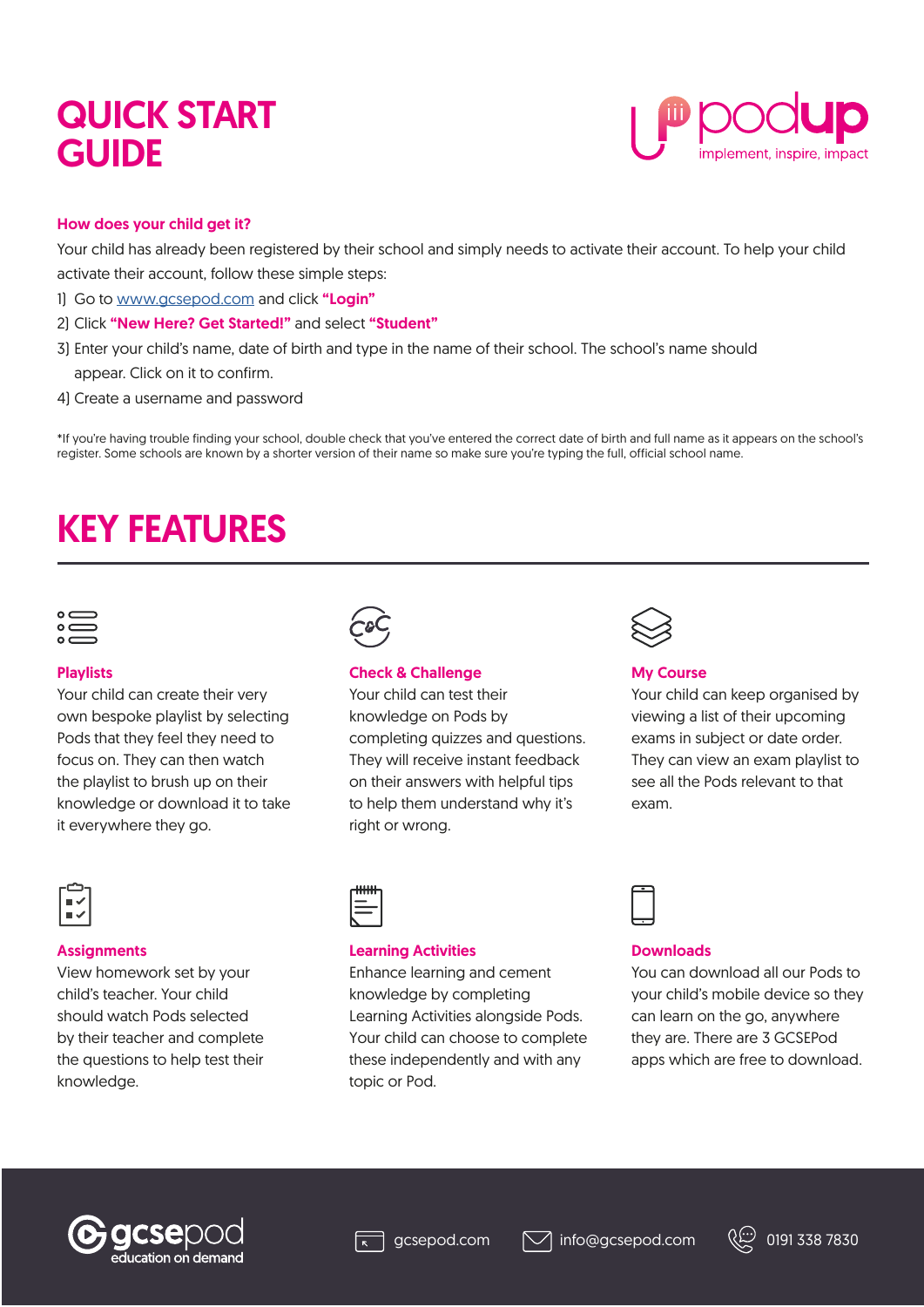# QUICK START GUIDE

podup
implement, inspire, impact

### How does your child get it?

Your child has already been registered by their school and simply needs to activate their account. To help your child activate their account, follow these simple steps:

1] Go to www.gcsepod.com and click **"Login"**
2] Click **"New Here? Get Started!"** and select **"Student"**
3] Enter your child's name, date of birth and type in the name of their school. The school's name should appear. Click on it to confirm.
4] Create a username and password

*If you're having trouble finding your school, double check that you've entered the correct date of birth and full name as it appears on the school's register. Some schools are known by a shorter version of their name so make sure you're typing the full, official school name.

## KEY FEATURES

### Playlists

Your child can create their very own bespoke playlist by selecting Pods that they feel they need to focus on. They can then watch the playlist to brush up on their knowledge or download it to take it everywhere they go.

### Check & Challenge

Your child can test their knowledge on Pods by completing quizzes and questions. They will receive instant feedback on their answers with helpful tips to help them understand why it's right or wrong.

### My Course

Your child can keep organised by viewing a list of their upcoming exams in subject or date order. They can view an exam playlist to see all the Pods relevant to that exam.

### Assignments

View homework set by your child's teacher. Your child should watch Pods selected by their teacher and complete the questions to help test their knowledge.

### Learning Activities

Enhance learning and cement knowledge by completing Learning Activities alongside Pods. Your child can choose to complete these independently and with any topic or Pod.

### Downloads

You can download all our Pods to your child's mobile device so they can learn on the go, anywhere they are. There are 3 GCSEPod apps which are free to download.

gcsepod
education on demand

gcsepod.com | info@gcsepod.com | 0191 338 7830